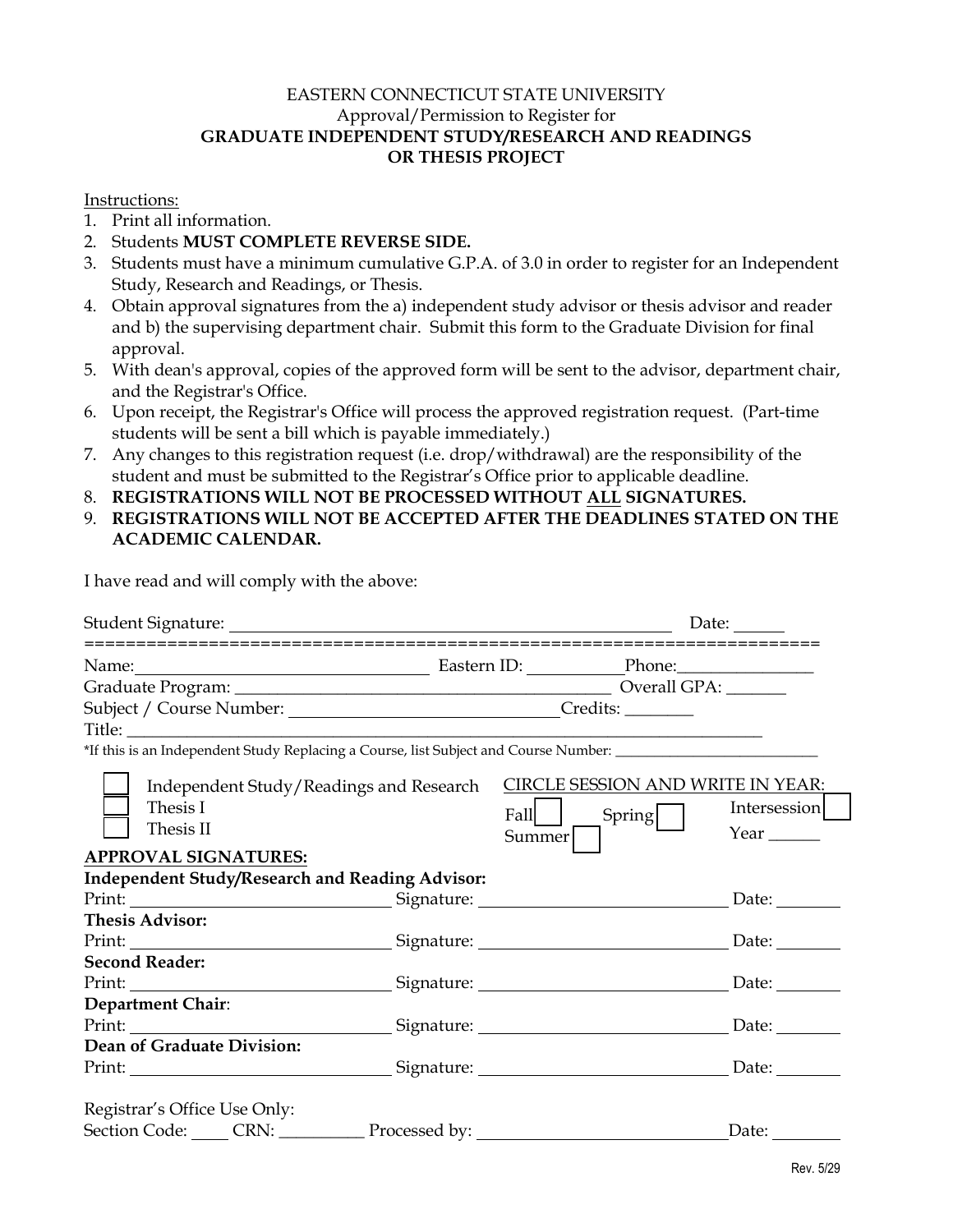EASTERN CONNECTICUT STATE UNIVERSITY
Approval/Permission to Register for

**GRADUATE INDEPENDENT STUDY/RESEARCH AND READINGS OR THESIS PROJECT**

Instructions:

1. Print all information.
2. Students **MUST COMPLETE REVERSE SIDE.**
3. Students must have a minimum cumulative G.P.A. of 3.0 in order to register for an Independent Study, Research and Readings, or Thesis.
4. Obtain approval signatures from the a) independent study advisor or thesis advisor and reader and b) the supervising department chair. Submit this form to the Graduate Division for final approval.
5. With dean's approval, copies of the approved form will be sent to the advisor, department chair, and the Registrar's Office.
6. Upon receipt, the Registrar's Office will process the approved registration request. (Part-time students will be sent a bill which is payable immediately.)
7. Any changes to this registration request (i.e. drop/withdrawal) are the responsibility of the student and must be submitted to the Registrar's Office prior to applicable deadline.
8. **REGISTRATIONS WILL NOT BE PROCESSED WITHOUT ALL SIGNATURES.**
9. **REGISTRATIONS WILL NOT BE ACCEPTED AFTER THE DEADLINES STATED ON THE ACADEMIC CALENDAR.**

I have read and will comply with the above:

Student Signature: ______________________________ Date: ______

======================================================================

Name: ______________________ Eastern ID: ___________ Phone: ________________

Graduate Program: ____________________________ Overall GPA: _______

Subject / Course Number: ______________________ Credits: ________

Title: ______________________________________________

*If this is an Independent Study Replacing a Course, list Subject and Course Number: ___________________________

☐ Independent Study/Readings and Research
☐ Thesis I
☐ Thesis II

CIRCLE SESSION AND WRITE IN YEAR:
Fall ☐ Spring ☐ Intersession ☐
Summer ☐ Year ______

**APPROVAL SIGNATURES:**

**Independent Study/Research and Reading Advisor:**
Print: ____________________ Signature: ____________________ Date: ________

**Thesis Advisor:**
Print: ____________________ Signature: ____________________ Date: ________

**Second Reader:**
Print: ____________________ Signature: ____________________ Date: ________

**Department Chair**:
Print: ____________________ Signature: ____________________ Date: ________

**Dean of Graduate Division:**
Print: ____________________ Signature: ____________________ Date: ________

Registrar's Office Use Only:
Section Code: ____ CRN: __________ Processed by: ____________________ Date: ________

Rev. 5/29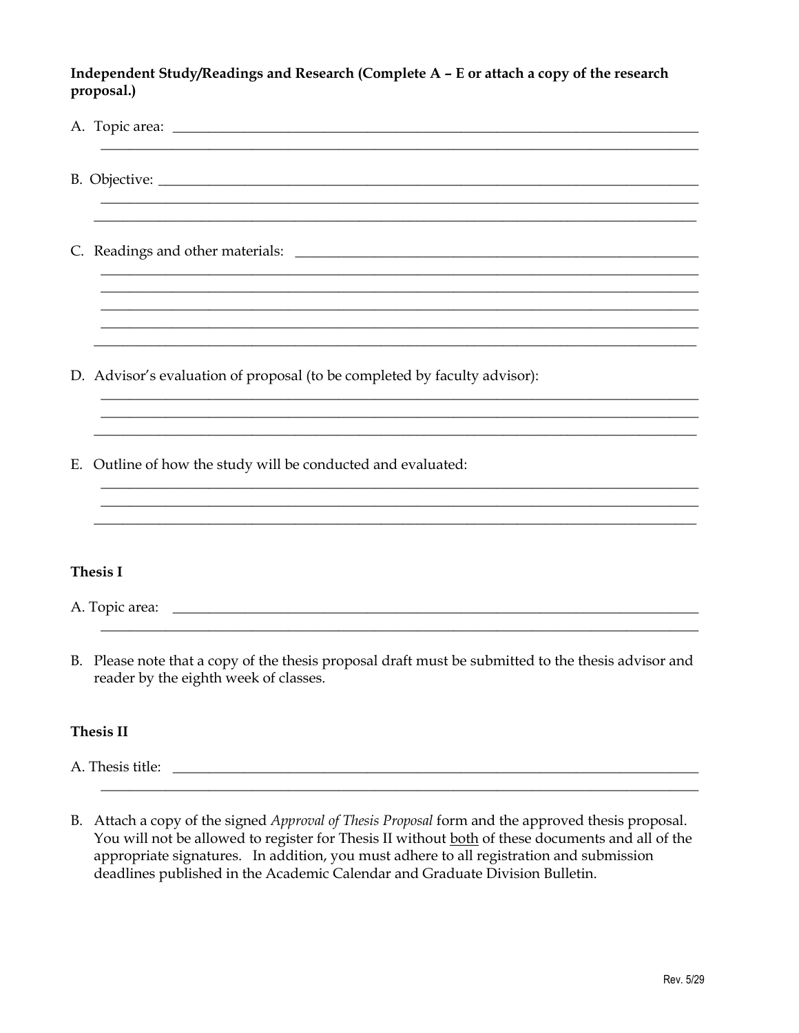**Independent Study/Readings and Research (Complete A – E or attach a copy of the research proposal.)**

A. Topic area: ______________________________________________________________________________

______________________________________________________________________________

B. Objective: ______________________________________________________________________________

______________________________________________________________________________

______________________________________________________________________________

C. Readings and other materials: ______________________________________________________

______________________________________________________________________________

______________________________________________________________________________

______________________________________________________________________________

______________________________________________________________________________

______________________________________________________________________________

D. Advisor's evaluation of proposal (to be completed by faculty advisor):

______________________________________________________________________________

______________________________________________________________________________

______________________________________________________________________________

E. Outline of how the study will be conducted and evaluated:

______________________________________________________________________________

______________________________________________________________________________

______________________________________________________________________________

**Thesis I**

A. Topic area: ______________________________________________________________________________

______________________________________________________________________________

B. Please note that a copy of the thesis proposal draft must be submitted to the thesis advisor and reader by the eighth week of classes.

**Thesis II**

A. Thesis title: ______________________________________________________________________________

______________________________________________________________________________

B. Attach a copy of the signed *Approval of Thesis Proposal* form and the approved thesis proposal. You will not be allowed to register for Thesis II without both of these documents and all of the appropriate signatures. In addition, you must adhere to all registration and submission deadlines published in the Academic Calendar and Graduate Division Bulletin.

Rev. 5/29